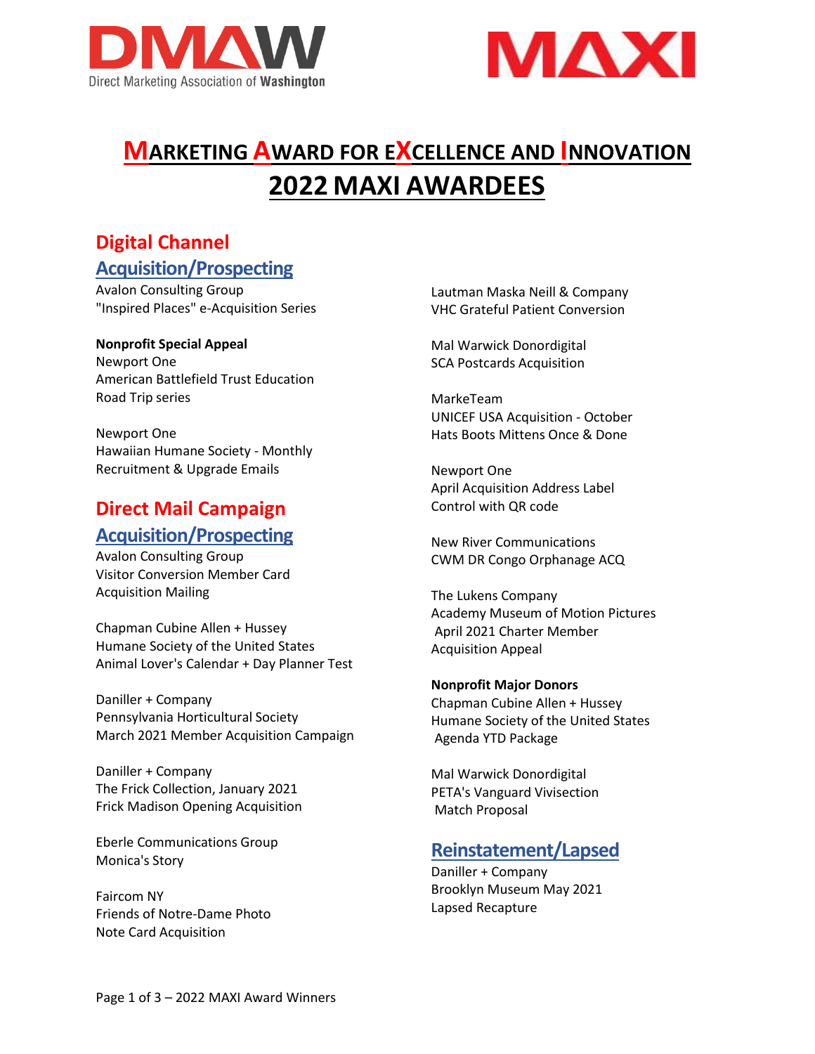# MARKETING AWARD FOR EXCELLENCE AND INNOVATION

# 2022 MAXI AWARDEES

## Digital Channel

### Acquisition/Prospecting

Avalon Consulting Group
"Inspired Places" e-Acquisition Series

**Nonprofit Special Appeal**

Newport One
American Battlefield Trust Education
Road Trip series

Newport One
Hawaiian Humane Society - Monthly
Recruitment & Upgrade Emails

## Direct Mail Campaign

### Acquisition/Prospecting

Avalon Consulting Group
Visitor Conversion Member Card
Acquisition Mailing

Chapman Cubine Allen + Hussey
Humane Society of the United States
Animal Lover's Calendar + Day Planner Test

Daniller + Company
Pennsylvania Horticultural Society
March 2021 Member Acquisition Campaign

Daniller + Company
The Frick Collection, January 2021
Frick Madison Opening Acquisition

Eberle Communications Group
Monica's Story

Faircom NY
Friends of Notre-Dame Photo
Note Card Acquisition

Lautman Maska Neill & Company
VHC Grateful Patient Conversion

Mal Warwick Donordigital
SCA Postcards Acquisition

MarkeTeam
UNICEF USA Acquisition - October
Hats Boots Mittens Once & Done

Newport One
April Acquisition Address Label
Control with QR code

New River Communications
CWM DR Congo Orphanage ACQ

The Lukens Company
Academy Museum of Motion Pictures
April 2021 Charter Member
Acquisition Appeal

**Nonprofit Major Donors**

Chapman Cubine Allen + Hussey
Humane Society of the United States
Agenda YTD Package

Mal Warwick Donordigital
PETA's Vanguard Vivisection
Match Proposal

### Reinstatement/Lapsed

Daniller + Company
Brooklyn Museum May 2021
Lapsed Recapture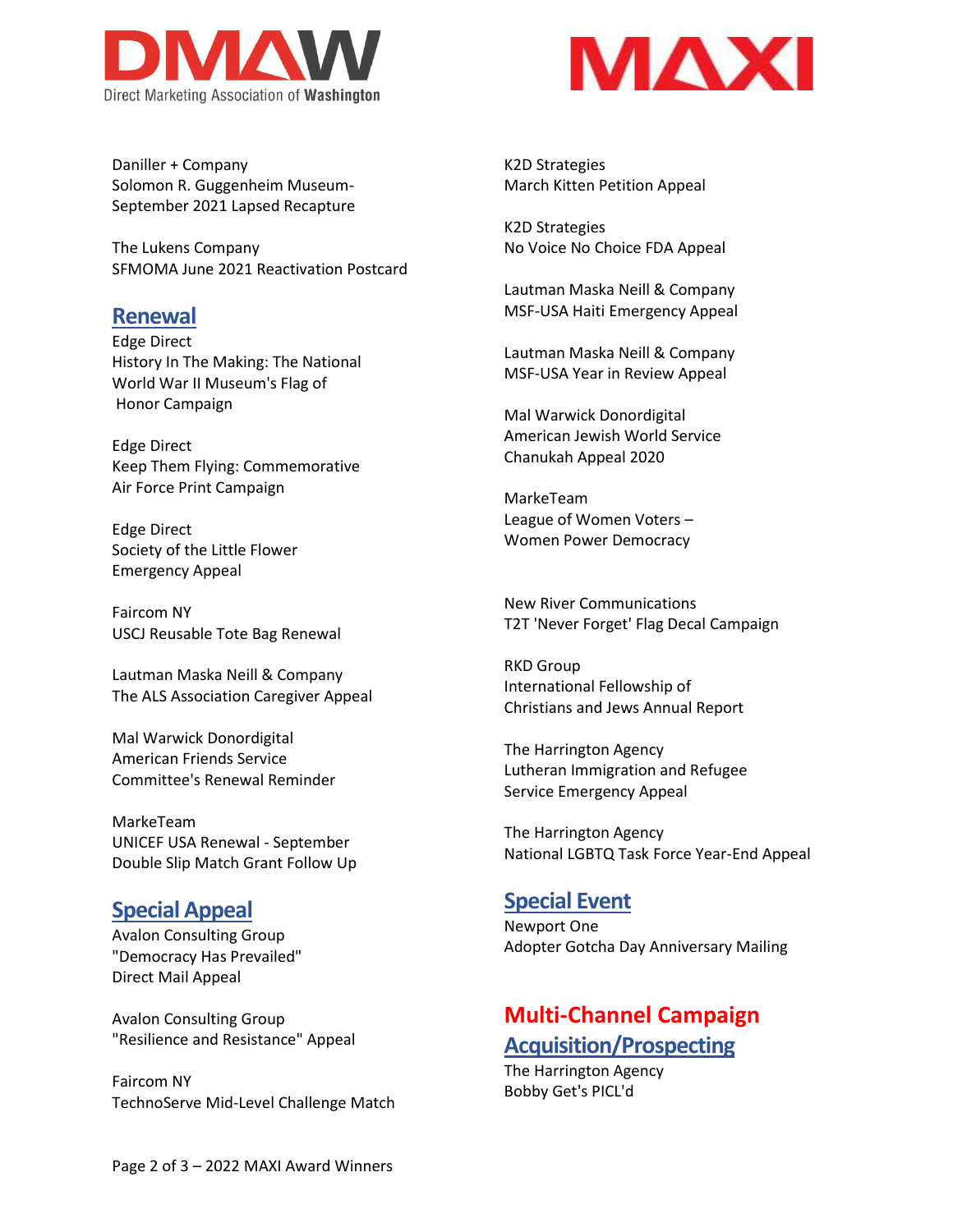Daniller + Company
Solomon R. Guggenheim Museum-
September 2021 Lapsed Recapture

The Lukens Company
SFMOMA June 2021 Reactivation Postcard

## Renewal

Edge Direct
History In The Making: The National
World War II Museum's Flag of
Honor Campaign

Edge Direct
Keep Them Flying: Commemorative
Air Force Print Campaign

Edge Direct
Society of the Little Flower
Emergency Appeal

Faircom NY
USCJ Reusable Tote Bag Renewal

Lautman Maska Neill & Company
The ALS Association Caregiver Appeal

Mal Warwick Donordigital
American Friends Service
Committee's Renewal Reminder

MarkeTeam
UNICEF USA Renewal - September
Double Slip Match Grant Follow Up

## Special Appeal

Avalon Consulting Group
"Democracy Has Prevailed"
Direct Mail Appeal

Avalon Consulting Group
"Resilience and Resistance" Appeal

Faircom NY
TechnoServe Mid-Level Challenge Match

K2D Strategies
March Kitten Petition Appeal

K2D Strategies
No Voice No Choice FDA Appeal

Lautman Maska Neill & Company
MSF-USA Haiti Emergency Appeal

Lautman Maska Neill & Company
MSF-USA Year in Review Appeal

Mal Warwick Donordigital
American Jewish World Service
Chanukah Appeal 2020

MarkeTeam
League of Women Voters –
Women Power Democracy

New River Communications
T2T 'Never Forget' Flag Decal Campaign

RKD Group
International Fellowship of
Christians and Jews Annual Report

The Harrington Agency
Lutheran Immigration and Refugee
Service Emergency Appeal

The Harrington Agency
National LGBTQ Task Force Year-End Appeal

## Special Event

Newport One
Adopter Gotcha Day Anniversary Mailing

# Multi-Channel Campaign

## Acquisition/Prospecting

The Harrington Agency
Bobby Get's PICL'd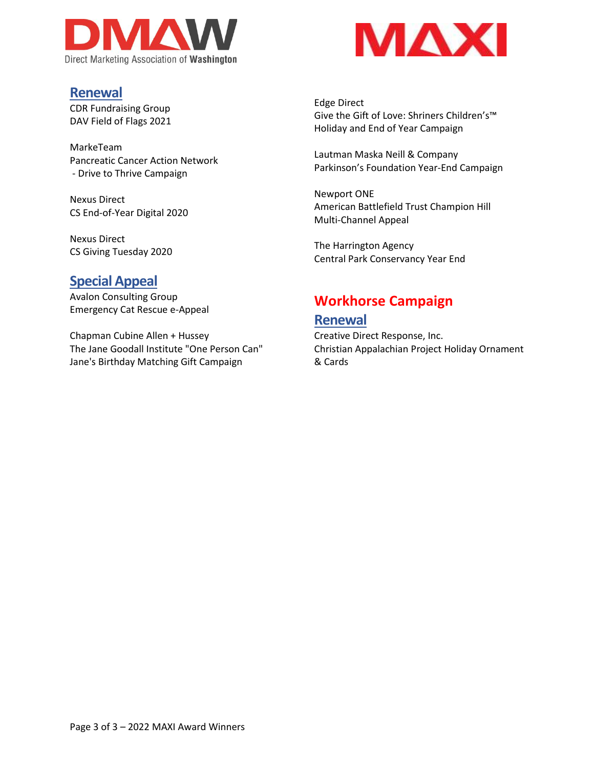DMAW
Direct Marketing Association of Washington

MAXI

## Renewal

CDR Fundraising Group
DAV Field of Flags 2021

MarkeTeam
Pancreatic Cancer Action Network
 - Drive to Thrive Campaign

Nexus Direct
CS End-of-Year Digital 2020

Nexus Direct
CS Giving Tuesday 2020

## Special Appeal

Avalon Consulting Group
Emergency Cat Rescue e-Appeal

Chapman Cubine Allen + Hussey
The Jane Goodall Institute "One Person Can" Jane's Birthday Matching Gift Campaign

Edge Direct
Give the Gift of Love: Shriners Children's™ Holiday and End of Year Campaign

Lautman Maska Neill & Company
Parkinson's Foundation Year-End Campaign

Newport ONE
American Battlefield Trust Champion Hill Multi-Channel Appeal

The Harrington Agency
Central Park Conservancy Year End

# Workhorse Campaign

## Renewal

Creative Direct Response, Inc.
Christian Appalachian Project Holiday Ornament & Cards